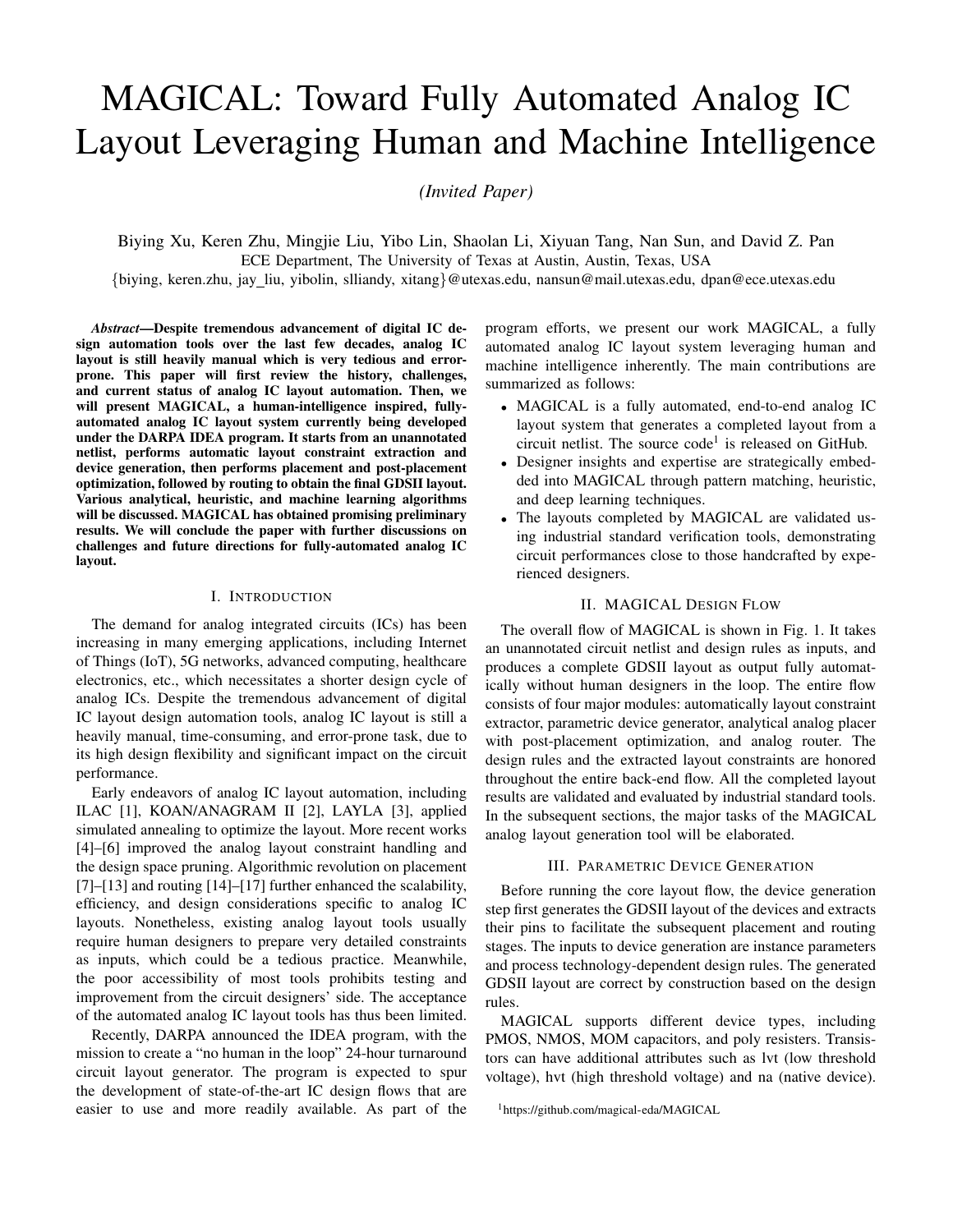# MAGICAL: Toward Fully Automated Analog IC Layout Leveraging Human and Machine Intelligence

*(Invited Paper)*

Biying Xu, Keren Zhu, Mingjie Liu, Yibo Lin, Shaolan Li, Xiyuan Tang, Nan Sun, and David Z. Pan
ECE Department, The University of Texas at Austin, Austin, Texas, USA
{biying, keren.zhu, jay_liu, yibolin, slliandy, xitang}@utexas.edu, nansun@mail.utexas.edu, dpan@ece.utexas.edu

***Abstract*—Despite tremendous advancement of digital IC design automation tools over the last few decades, analog IC layout is still heavily manual which is very tedious and error-prone. This paper will first review the history, challenges, and current status of analog IC layout automation. Then, we will present MAGICAL, a human-intelligence inspired, fully-automated analog IC layout system currently being developed under the DARPA IDEA program. It starts from an unannotated netlist, performs automatic layout constraint extraction and device generation, then performs placement and post-placement optimization, followed by routing to obtain the final GDSII layout. Various analytical, heuristic, and machine learning algorithms will be discussed. MAGICAL has obtained promising preliminary results. We will conclude the paper with further discussions on challenges and future directions for fully-automated analog IC layout.**

## I. Introduction

The demand for analog integrated circuits (ICs) has been increasing in many emerging applications, including Internet of Things (IoT), 5G networks, advanced computing, healthcare electronics, etc., which necessitates a shorter design cycle of analog ICs. Despite the tremendous advancement of digital IC layout design automation tools, analog IC layout is still a heavily manual, time-consuming, and error-prone task, due to its high design flexibility and significant impact on the circuit performance.

Early endeavors of analog IC layout automation, including ILAC [1], KOAN/ANAGRAM II [2], LAYLA [3], applied simulated annealing to optimize the layout. More recent works [4]–[6] improved the analog layout constraint handling and the design space pruning. Algorithmic revolution on placement [7]–[13] and routing [14]–[17] further enhanced the scalability, efficiency, and design considerations specific to analog IC layouts. Nonetheless, existing analog layout tools usually require human designers to prepare very detailed constraints as inputs, which could be a tedious practice. Meanwhile, the poor accessibility of most tools prohibits testing and improvement from the circuit designers' side. The acceptance of the automated analog IC layout tools has thus been limited.

Recently, DARPA announced the IDEA program, with the mission to create a "no human in the loop" 24-hour turnaround circuit layout generator. The program is expected to spur the development of state-of-the-art IC design flows that are easier to use and more readily available. As part of the program efforts, we present our work MAGICAL, a fully automated analog IC layout system leveraging human and machine intelligence inherently. The main contributions are summarized as follows:

- MAGICAL is a fully automated, end-to-end analog IC layout system that generates a completed layout from a circuit netlist. The source code[1] is released on GitHub.
- Designer insights and expertise are strategically embedded into MAGICAL through pattern matching, heuristic, and deep learning techniques.
- The layouts completed by MAGICAL are validated using industrial standard verification tools, demonstrating circuit performances close to those handcrafted by experienced designers.

## II. MAGICAL Design Flow

The overall flow of MAGICAL is shown in Fig. 1. It takes an unannotated circuit netlist and design rules as inputs, and produces a complete GDSII layout as output fully automatically without human designers in the loop. The entire flow consists of four major modules: automatically layout constraint extractor, parametric device generator, analytical analog placer with post-placement optimization, and analog router. The design rules and the extracted layout constraints are honored throughout the entire back-end flow. All the completed layout results are validated and evaluated by industrial standard tools. In the subsequent sections, the major tasks of the MAGICAL analog layout generation tool will be elaborated.

## III. Parametric Device Generation

Before running the core layout flow, the device generation step first generates the GDSII layout of the devices and extracts their pins to facilitate the subsequent placement and routing stages. The inputs to device generation are instance parameters and process technology-dependent design rules. The generated GDSII layout are correct by construction based on the design rules.

MAGICAL supports different device types, including PMOS, NMOS, MOM capacitors, and poly resisters. Transistors can have additional attributes such as lvt (low threshold voltage), hvt (high threshold voltage) and na (native device).

[1] https://github.com/magical-eda/MAGICAL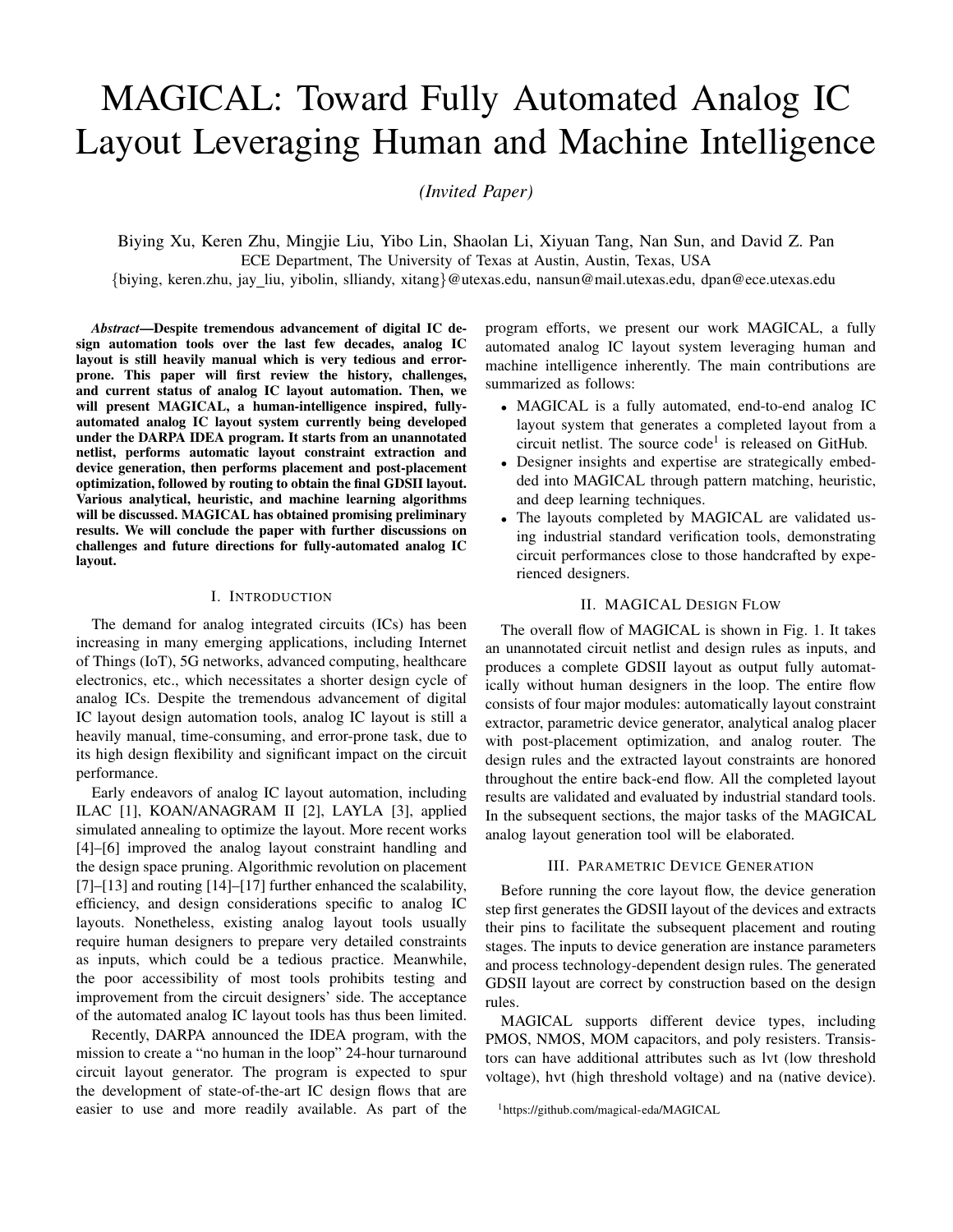# MAGICAL: Toward Fully Automated Analog IC Layout Leveraging Human and Machine Intelligence

*(Invited Paper)*

Biying Xu, Keren Zhu, Mingjie Liu, Yibo Lin, Shaolan Li, Xiyuan Tang, Nan Sun, and David Z. Pan
ECE Department, The University of Texas at Austin, Austin, Texas, USA
{biying, keren.zhu, jay_liu, yibolin, slliandy, xitang}@utexas.edu, nansun@mail.utexas.edu, dpan@ece.utexas.edu

***Abstract*—Despite tremendous advancement of digital IC design automation tools over the last few decades, analog IC layout is still heavily manual which is very tedious and error-prone. This paper will first review the history, challenges, and current status of analog IC layout automation. Then, we will present MAGICAL, a human-intelligence inspired, fully-automated analog IC layout system currently being developed under the DARPA IDEA program. It starts from an unannotated netlist, performs automatic layout constraint extraction and device generation, then performs placement and post-placement optimization, followed by routing to obtain the final GDSII layout. Various analytical, heuristic, and machine learning algorithms will be discussed. MAGICAL has obtained promising preliminary results. We will conclude the paper with further discussions on challenges and future directions for fully-automated analog IC layout.**

## I. Introduction

The demand for analog integrated circuits (ICs) has been increasing in many emerging applications, including Internet of Things (IoT), 5G networks, advanced computing, healthcare electronics, etc., which necessitates a shorter design cycle of analog ICs. Despite the tremendous advancement of digital IC layout design automation tools, analog IC layout is still a heavily manual, time-consuming, and error-prone task, due to its high design flexibility and significant impact on the circuit performance.

Early endeavors of analog IC layout automation, including ILAC [1], KOAN/ANAGRAM II [2], LAYLA [3], applied simulated annealing to optimize the layout. More recent works [4]–[6] improved the analog layout constraint handling and the design space pruning. Algorithmic revolution on placement [7]–[13] and routing [14]–[17] further enhanced the scalability, efficiency, and design considerations specific to analog IC layouts. Nonetheless, existing analog layout tools usually require human designers to prepare very detailed constraints as inputs, which could be a tedious practice. Meanwhile, the poor accessibility of most tools prohibits testing and improvement from the circuit designers' side. The acceptance of the automated analog IC layout tools has thus been limited.

Recently, DARPA announced the IDEA program, with the mission to create a "no human in the loop" 24-hour turnaround circuit layout generator. The program is expected to spur the development of state-of-the-art IC design flows that are easier to use and more readily available. As part of the program efforts, we present our work MAGICAL, a fully automated analog IC layout system leveraging human and machine intelligence inherently. The main contributions are summarized as follows:

- MAGICAL is a fully automated, end-to-end analog IC layout system that generates a completed layout from a circuit netlist. The source code[1] is released on GitHub.
- Designer insights and expertise are strategically embedded into MAGICAL through pattern matching, heuristic, and deep learning techniques.
- The layouts completed by MAGICAL are validated using industrial standard verification tools, demonstrating circuit performances close to those handcrafted by experienced designers.

## II. MAGICAL Design Flow

The overall flow of MAGICAL is shown in Fig. 1. It takes an unannotated circuit netlist and design rules as inputs, and produces a complete GDSII layout as output fully automatically without human designers in the loop. The entire flow consists of four major modules: automatically layout constraint extractor, parametric device generator, analytical analog placer with post-placement optimization, and analog router. The design rules and the extracted layout constraints are honored throughout the entire back-end flow. All the completed layout results are validated and evaluated by industrial standard tools. In the subsequent sections, the major tasks of the MAGICAL analog layout generation tool will be elaborated.

## III. Parametric Device Generation

Before running the core layout flow, the device generation step first generates the GDSII layout of the devices and extracts their pins to facilitate the subsequent placement and routing stages. The inputs to device generation are instance parameters and process technology-dependent design rules. The generated GDSII layout are correct by construction based on the design rules.

MAGICAL supports different device types, including PMOS, NMOS, MOM capacitors, and poly resisters. Transistors can have additional attributes such as lvt (low threshold voltage), hvt (high threshold voltage) and na (native device).

[1] https://github.com/magical-eda/MAGICAL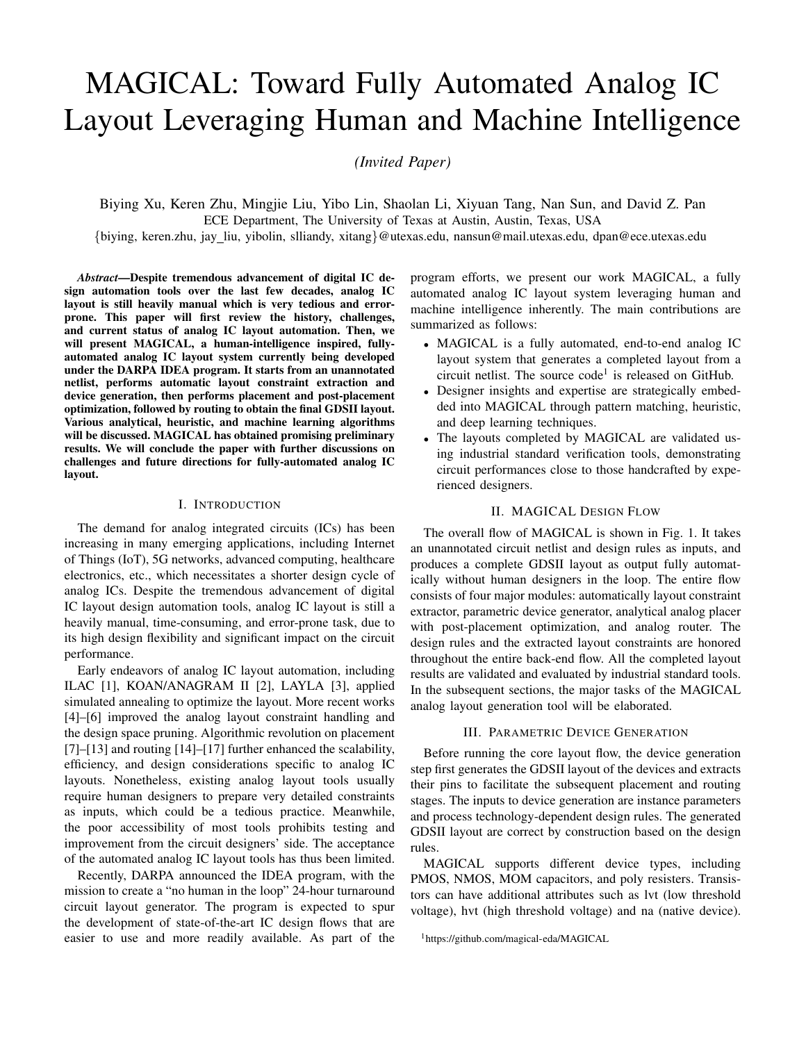# MAGICAL: Toward Fully Automated Analog IC Layout Leveraging Human and Machine Intelligence

*(Invited Paper)*

Biying Xu, Keren Zhu, Mingjie Liu, Yibo Lin, Shaolan Li, Xiyuan Tang, Nan Sun, and David Z. Pan

ECE Department, The University of Texas at Austin, Austin, Texas, USA

{biying, keren.zhu, jay_liu, yibolin, slliandy, xitang}@utexas.edu, nansun@mail.utexas.edu, dpan@ece.utexas.edu

***Abstract*—Despite tremendous advancement of digital IC design automation tools over the last few decades, analog IC layout is still heavily manual which is very tedious and error-prone. This paper will first review the history, challenges, and current status of analog IC layout automation. Then, we will present MAGICAL, a human-intelligence inspired, fully-automated analog IC layout system currently being developed under the DARPA IDEA program. It starts from an unannotated netlist, performs automatic layout constraint extraction and device generation, then performs placement and post-placement optimization, followed by routing to obtain the final GDSII layout. Various analytical, heuristic, and machine learning algorithms will be discussed. MAGICAL has obtained promising preliminary results. We will conclude the paper with further discussions on challenges and future directions for fully-automated analog IC layout.**

## I. Introduction

The demand for analog integrated circuits (ICs) has been increasing in many emerging applications, including Internet of Things (IoT), 5G networks, advanced computing, healthcare electronics, etc., which necessitates a shorter design cycle of analog ICs. Despite the tremendous advancement of digital IC layout design automation tools, analog IC layout is still a heavily manual, time-consuming, and error-prone task, due to its high design flexibility and significant impact on the circuit performance.

Early endeavors of analog IC layout automation, including ILAC [1], KOAN/ANAGRAM II [2], LAYLA [3], applied simulated annealing to optimize the layout. More recent works [4]–[6] improved the analog layout constraint handling and the design space pruning. Algorithmic revolution on placement [7]–[13] and routing [14]–[17] further enhanced the scalability, efficiency, and design considerations specific to analog IC layouts. Nonetheless, existing analog layout tools usually require human designers to prepare very detailed constraints as inputs, which could be a tedious practice. Meanwhile, the poor accessibility of most tools prohibits testing and improvement from the circuit designers' side. The acceptance of the automated analog IC layout tools has thus been limited.

Recently, DARPA announced the IDEA program, with the mission to create a "no human in the loop" 24-hour turnaround circuit layout generator. The program is expected to spur the development of state-of-the-art IC design flows that are easier to use and more readily available. As part of the program efforts, we present our work MAGICAL, a fully automated analog IC layout system leveraging human and machine intelligence inherently. The main contributions are summarized as follows:

- MAGICAL is a fully automated, end-to-end analog IC layout system that generates a completed layout from a circuit netlist. The source code[1] is released on GitHub.
- Designer insights and expertise are strategically embedded into MAGICAL through pattern matching, heuristic, and deep learning techniques.
- The layouts completed by MAGICAL are validated using industrial standard verification tools, demonstrating circuit performances close to those handcrafted by experienced designers.

## II. MAGICAL Design Flow

The overall flow of MAGICAL is shown in Fig. 1. It takes an unannotated circuit netlist and design rules as inputs, and produces a complete GDSII layout as output fully automatically without human designers in the loop. The entire flow consists of four major modules: automatically layout constraint extractor, parametric device generator, analytical analog placer with post-placement optimization, and analog router. The design rules and the extracted layout constraints are honored throughout the entire back-end flow. All the completed layout results are validated and evaluated by industrial standard tools. In the subsequent sections, the major tasks of the MAGICAL analog layout generation tool will be elaborated.

## III. Parametric Device Generation

Before running the core layout flow, the device generation step first generates the GDSII layout of the devices and extracts their pins to facilitate the subsequent placement and routing stages. The inputs to device generation are instance parameters and process technology-dependent design rules. The generated GDSII layout are correct by construction based on the design rules.

MAGICAL supports different device types, including PMOS, NMOS, MOM capacitors, and poly resisters. Transistors can have additional attributes such as lvt (low threshold voltage), hvt (high threshold voltage) and na (native device).

[1] https://github.com/magical-eda/MAGICAL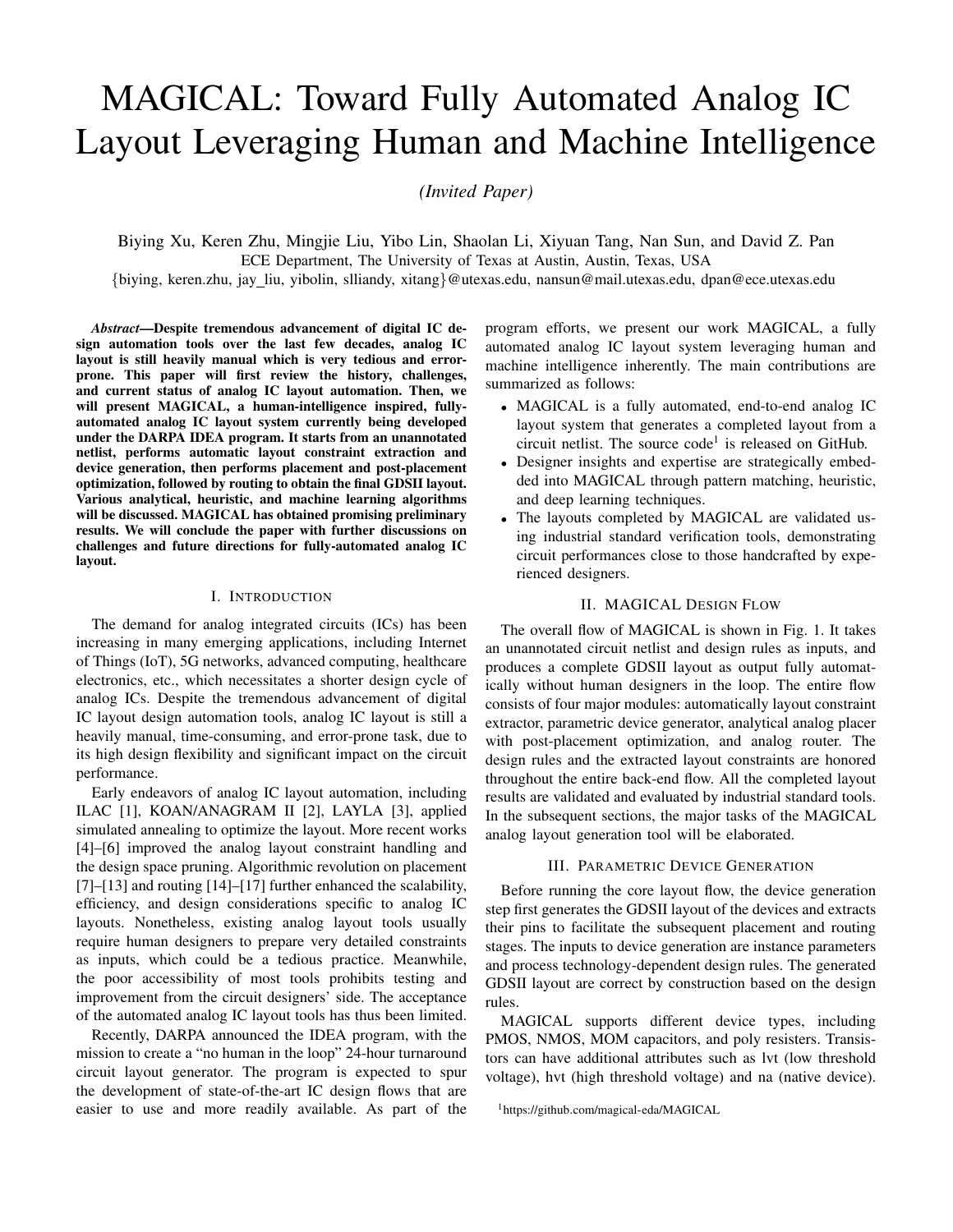# MAGICAL: Toward Fully Automated Analog IC Layout Leveraging Human and Machine Intelligence

*(Invited Paper)*

Biying Xu, Keren Zhu, Mingjie Liu, Yibo Lin, Shaolan Li, Xiyuan Tang, Nan Sun, and David Z. Pan

ECE Department, The University of Texas at Austin, Austin, Texas, USA

{biying, keren.zhu, jay_liu, yibolin, slliandy, xitang}@utexas.edu, nansun@mail.utexas.edu, dpan@ece.utexas.edu

***Abstract*—Despite tremendous advancement of digital IC design automation tools over the last few decades, analog IC layout is still heavily manual which is very tedious and error-prone. This paper will first review the history, challenges, and current status of analog IC layout automation. Then, we will present MAGICAL, a human-intelligence inspired, fully-automated analog IC layout system currently being developed under the DARPA IDEA program. It starts from an unannotated netlist, performs automatic layout constraint extraction and device generation, then performs placement and post-placement optimization, followed by routing to obtain the final GDSII layout. Various analytical, heuristic, and machine learning algorithms will be discussed. MAGICAL has obtained promising preliminary results. We will conclude the paper with further discussions on challenges and future directions for fully-automated analog IC layout.**

## I. Introduction

The demand for analog integrated circuits (ICs) has been increasing in many emerging applications, including Internet of Things (IoT), 5G networks, advanced computing, healthcare electronics, etc., which necessitates a shorter design cycle of analog ICs. Despite the tremendous advancement of digital IC layout design automation tools, analog IC layout is still a heavily manual, time-consuming, and error-prone task, due to its high design flexibility and significant impact on the circuit performance.

Early endeavors of analog IC layout automation, including ILAC [1], KOAN/ANAGRAM II [2], LAYLA [3], applied simulated annealing to optimize the layout. More recent works [4]–[6] improved the analog layout constraint handling and the design space pruning. Algorithmic revolution on placement [7]–[13] and routing [14]–[17] further enhanced the scalability, efficiency, and design considerations specific to analog IC layouts. Nonetheless, existing analog layout tools usually require human designers to prepare very detailed constraints as inputs, which could be a tedious practice. Meanwhile, the poor accessibility of most tools prohibits testing and improvement from the circuit designers' side. The acceptance of the automated analog IC layout tools has thus been limited.

Recently, DARPA announced the IDEA program, with the mission to create a "no human in the loop" 24-hour turnaround circuit layout generator. The program is expected to spur the development of state-of-the-art IC design flows that are easier to use and more readily available. As part of the program efforts, we present our work MAGICAL, a fully automated analog IC layout system leveraging human and machine intelligence inherently. The main contributions are summarized as follows:

- MAGICAL is a fully automated, end-to-end analog IC layout system that generates a completed layout from a circuit netlist. The source code[1] is released on GitHub.
- Designer insights and expertise are strategically embedded into MAGICAL through pattern matching, heuristic, and deep learning techniques.
- The layouts completed by MAGICAL are validated using industrial standard verification tools, demonstrating circuit performances close to those handcrafted by experienced designers.

## II. MAGICAL Design Flow

The overall flow of MAGICAL is shown in Fig. 1. It takes an unannotated circuit netlist and design rules as inputs, and produces a complete GDSII layout as output fully automatically without human designers in the loop. The entire flow consists of four major modules: automatically layout constraint extractor, parametric device generator, analytical analog placer with post-placement optimization, and analog router. The design rules and the extracted layout constraints are honored throughout the entire back-end flow. All the completed layout results are validated and evaluated by industrial standard tools. In the subsequent sections, the major tasks of the MAGICAL analog layout generation tool will be elaborated.

## III. Parametric Device Generation

Before running the core layout flow, the device generation step first generates the GDSII layout of the devices and extracts their pins to facilitate the subsequent placement and routing stages. The inputs to device generation are instance parameters and process technology-dependent design rules. The generated GDSII layout are correct by construction based on the design rules.

MAGICAL supports different device types, including PMOS, NMOS, MOM capacitors, and poly resisters. Transistors can have additional attributes such as lvt (low threshold voltage), hvt (high threshold voltage) and na (native device).

[1] https://github.com/magical-eda/MAGICAL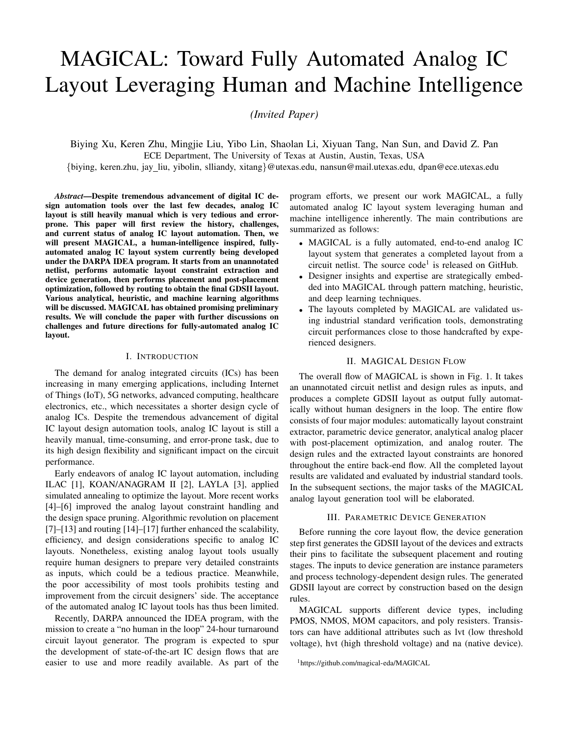# MAGICAL: Toward Fully Automated Analog IC Layout Leveraging Human and Machine Intelligence

*(Invited Paper)*

Biying Xu, Keren Zhu, Mingjie Liu, Yibo Lin, Shaolan Li, Xiyuan Tang, Nan Sun, and David Z. Pan

ECE Department, The University of Texas at Austin, Austin, Texas, USA

{biying, keren.zhu, jay_liu, yibolin, slliandy, xitang}@utexas.edu, nansun@mail.utexas.edu, dpan@ece.utexas.edu

***Abstract*—Despite tremendous advancement of digital IC design automation tools over the last few decades, analog IC layout is still heavily manual which is very tedious and error-prone. This paper will first review the history, challenges, and current status of analog IC layout automation. Then, we will present MAGICAL, a human-intelligence inspired, fully-automated analog IC layout system currently being developed under the DARPA IDEA program. It starts from an unannotated netlist, performs automatic layout constraint extraction and device generation, then performs placement and post-placement optimization, followed by routing to obtain the final GDSII layout. Various analytical, heuristic, and machine learning algorithms will be discussed. MAGICAL has obtained promising preliminary results. We will conclude the paper with further discussions on challenges and future directions for fully-automated analog IC layout.**

## I. Introduction

The demand for analog integrated circuits (ICs) has been increasing in many emerging applications, including Internet of Things (IoT), 5G networks, advanced computing, healthcare electronics, etc., which necessitates a shorter design cycle of analog ICs. Despite the tremendous advancement of digital IC layout design automation tools, analog IC layout is still a heavily manual, time-consuming, and error-prone task, due to its high design flexibility and significant impact on the circuit performance.

Early endeavors of analog IC layout automation, including ILAC [1], KOAN/ANAGRAM II [2], LAYLA [3], applied simulated annealing to optimize the layout. More recent works [4]–[6] improved the analog layout constraint handling and the design space pruning. Algorithmic revolution on placement [7]–[13] and routing [14]–[17] further enhanced the scalability, efficiency, and design considerations specific to analog IC layouts. Nonetheless, existing analog layout tools usually require human designers to prepare very detailed constraints as inputs, which could be a tedious practice. Meanwhile, the poor accessibility of most tools prohibits testing and improvement from the circuit designers' side. The acceptance of the automated analog IC layout tools has thus been limited.

Recently, DARPA announced the IDEA program, with the mission to create a "no human in the loop" 24-hour turnaround circuit layout generator. The program is expected to spur the development of state-of-the-art IC design flows that are easier to use and more readily available. As part of the program efforts, we present our work MAGICAL, a fully automated analog IC layout system leveraging human and machine intelligence inherently. The main contributions are summarized as follows:

- MAGICAL is a fully automated, end-to-end analog IC layout system that generates a completed layout from a circuit netlist. The source code[1] is released on GitHub.
- Designer insights and expertise are strategically embedded into MAGICAL through pattern matching, heuristic, and deep learning techniques.
- The layouts completed by MAGICAL are validated using industrial standard verification tools, demonstrating circuit performances close to those handcrafted by experienced designers.

## II. MAGICAL Design Flow

The overall flow of MAGICAL is shown in Fig. 1. It takes an unannotated circuit netlist and design rules as inputs, and produces a complete GDSII layout as output fully automatically without human designers in the loop. The entire flow consists of four major modules: automatically layout constraint extractor, parametric device generator, analytical analog placer with post-placement optimization, and analog router. The design rules and the extracted layout constraints are honored throughout the entire back-end flow. All the completed layout results are validated and evaluated by industrial standard tools. In the subsequent sections, the major tasks of the MAGICAL analog layout generation tool will be elaborated.

## III. Parametric Device Generation

Before running the core layout flow, the device generation step first generates the GDSII layout of the devices and extracts their pins to facilitate the subsequent placement and routing stages. The inputs to device generation are instance parameters and process technology-dependent design rules. The generated GDSII layout are correct by construction based on the design rules.

MAGICAL supports different device types, including PMOS, NMOS, MOM capacitors, and poly resisters. Transistors can have additional attributes such as lvt (low threshold voltage), hvt (high threshold voltage) and na (native device).

[1] https://github.com/magical-eda/MAGICAL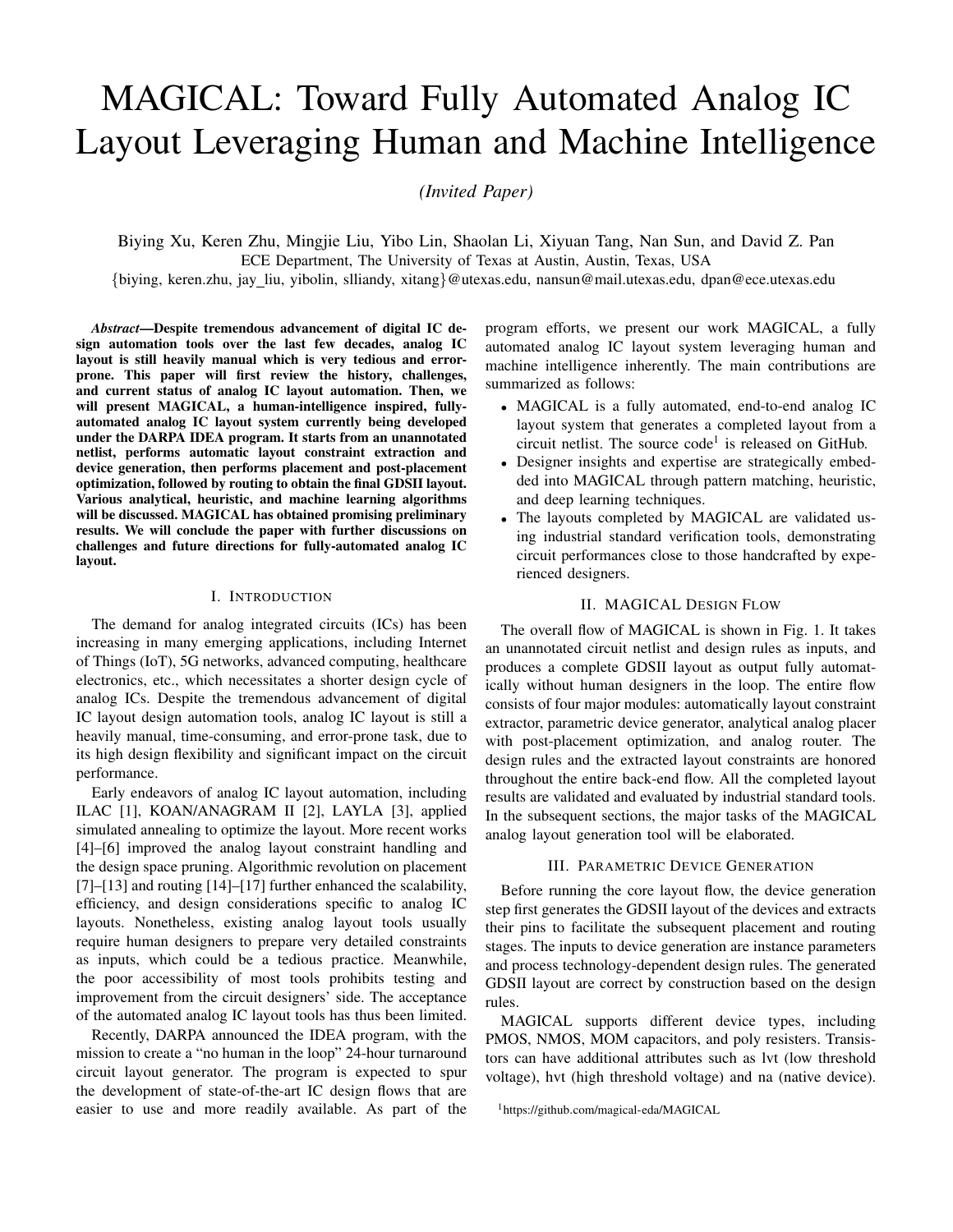# MAGICAL: Toward Fully Automated Analog IC Layout Leveraging Human and Machine Intelligence

*(Invited Paper)*

Biying Xu, Keren Zhu, Mingjie Liu, Yibo Lin, Shaolan Li, Xiyuan Tang, Nan Sun, and David Z. Pan

ECE Department, The University of Texas at Austin, Austin, Texas, USA

{biying, keren.zhu, jay_liu, yibolin, slliandy, xitang}@utexas.edu, nansun@mail.utexas.edu, dpan@ece.utexas.edu

***Abstract*—Despite tremendous advancement of digital IC design automation tools over the last few decades, analog IC layout is still heavily manual which is very tedious and error-prone. This paper will first review the history, challenges, and current status of analog IC layout automation. Then, we will present MAGICAL, a human-intelligence inspired, fully-automated analog IC layout system currently being developed under the DARPA IDEA program. It starts from an unannotated netlist, performs automatic layout constraint extraction and device generation, then performs placement and post-placement optimization, followed by routing to obtain the final GDSII layout. Various analytical, heuristic, and machine learning algorithms will be discussed. MAGICAL has obtained promising preliminary results. We will conclude the paper with further discussions on challenges and future directions for fully-automated analog IC layout.**

## I. Introduction

The demand for analog integrated circuits (ICs) has been increasing in many emerging applications, including Internet of Things (IoT), 5G networks, advanced computing, healthcare electronics, etc., which necessitates a shorter design cycle of analog ICs. Despite the tremendous advancement of digital IC layout design automation tools, analog IC layout is still a heavily manual, time-consuming, and error-prone task, due to its high design flexibility and significant impact on the circuit performance.

Early endeavors of analog IC layout automation, including ILAC [1], KOAN/ANAGRAM II [2], LAYLA [3], applied simulated annealing to optimize the layout. More recent works [4]–[6] improved the analog layout constraint handling and the design space pruning. Algorithmic revolution on placement [7]–[13] and routing [14]–[17] further enhanced the scalability, efficiency, and design considerations specific to analog IC layouts. Nonetheless, existing analog layout tools usually require human designers to prepare very detailed constraints as inputs, which could be a tedious practice. Meanwhile, the poor accessibility of most tools prohibits testing and improvement from the circuit designers' side. The acceptance of the automated analog IC layout tools has thus been limited.

Recently, DARPA announced the IDEA program, with the mission to create a "no human in the loop" 24-hour turnaround circuit layout generator. The program is expected to spur the development of state-of-the-art IC design flows that are easier to use and more readily available. As part of the program efforts, we present our work MAGICAL, a fully automated analog IC layout system leveraging human and machine intelligence inherently. The main contributions are summarized as follows:

- MAGICAL is a fully automated, end-to-end analog IC layout system that generates a completed layout from a circuit netlist. The source code[1] is released on GitHub.
- Designer insights and expertise are strategically embedded into MAGICAL through pattern matching, heuristic, and deep learning techniques.
- The layouts completed by MAGICAL are validated using industrial standard verification tools, demonstrating circuit performances close to those handcrafted by experienced designers.

## II. MAGICAL Design Flow

The overall flow of MAGICAL is shown in Fig. 1. It takes an unannotated circuit netlist and design rules as inputs, and produces a complete GDSII layout as output fully automatically without human designers in the loop. The entire flow consists of four major modules: automatically layout constraint extractor, parametric device generator, analytical analog placer with post-placement optimization, and analog router. The design rules and the extracted layout constraints are honored throughout the entire back-end flow. All the completed layout results are validated and evaluated by industrial standard tools. In the subsequent sections, the major tasks of the MAGICAL analog layout generation tool will be elaborated.

## III. Parametric Device Generation

Before running the core layout flow, the device generation step first generates the GDSII layout of the devices and extracts their pins to facilitate the subsequent placement and routing stages. The inputs to device generation are instance parameters and process technology-dependent design rules. The generated GDSII layout are correct by construction based on the design rules.

MAGICAL supports different device types, including PMOS, NMOS, MOM capacitors, and poly resisters. Transistors can have additional attributes such as lvt (low threshold voltage), hvt (high threshold voltage) and na (native device).

[1] https://github.com/magical-eda/MAGICAL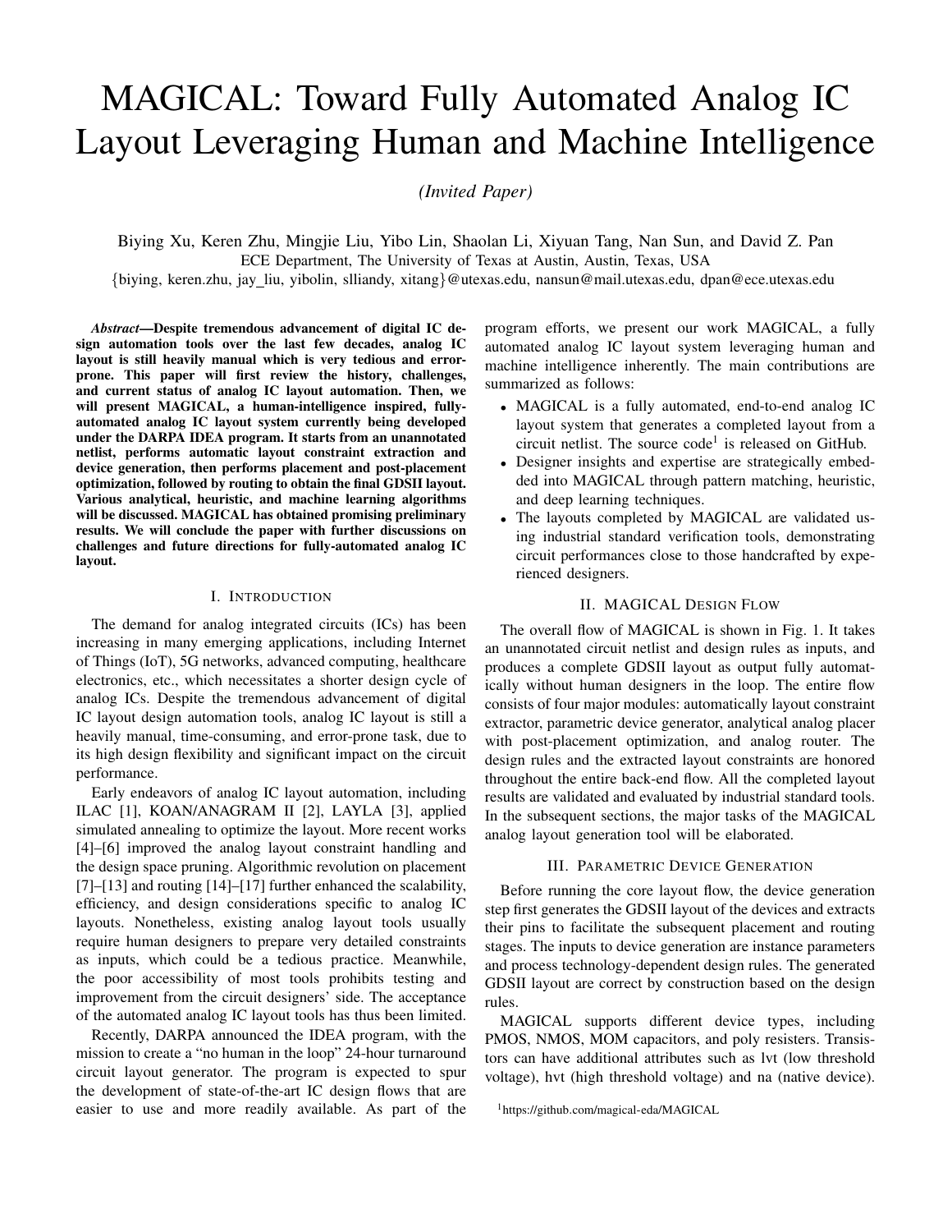# MAGICAL: Toward Fully Automated Analog IC Layout Leveraging Human and Machine Intelligence

*(Invited Paper)*

Biying Xu, Keren Zhu, Mingjie Liu, Yibo Lin, Shaolan Li, Xiyuan Tang, Nan Sun, and David Z. Pan

ECE Department, The University of Texas at Austin, Austin, Texas, USA

{biying, keren.zhu, jay_liu, yibolin, slliandy, xitang}@utexas.edu, nansun@mail.utexas.edu, dpan@ece.utexas.edu

***Abstract*—Despite tremendous advancement of digital IC design automation tools over the last few decades, analog IC layout is still heavily manual which is very tedious and error-prone. This paper will first review the history, challenges, and current status of analog IC layout automation. Then, we will present MAGICAL, a human-intelligence inspired, fully-automated analog IC layout system currently being developed under the DARPA IDEA program. It starts from an unannotated netlist, performs automatic layout constraint extraction and device generation, then performs placement and post-placement optimization, followed by routing to obtain the final GDSII layout. Various analytical, heuristic, and machine learning algorithms will be discussed. MAGICAL has obtained promising preliminary results. We will conclude the paper with further discussions on challenges and future directions for fully-automated analog IC layout.**

## I. Introduction

The demand for analog integrated circuits (ICs) has been increasing in many emerging applications, including Internet of Things (IoT), 5G networks, advanced computing, healthcare electronics, etc., which necessitates a shorter design cycle of analog ICs. Despite the tremendous advancement of digital IC layout design automation tools, analog IC layout is still a heavily manual, time-consuming, and error-prone task, due to its high design flexibility and significant impact on the circuit performance.

Early endeavors of analog IC layout automation, including ILAC [1], KOAN/ANAGRAM II [2], LAYLA [3], applied simulated annealing to optimize the layout. More recent works [4]–[6] improved the analog layout constraint handling and the design space pruning. Algorithmic revolution on placement [7]–[13] and routing [14]–[17] further enhanced the scalability, efficiency, and design considerations specific to analog IC layouts. Nonetheless, existing analog layout tools usually require human designers to prepare very detailed constraints as inputs, which could be a tedious practice. Meanwhile, the poor accessibility of most tools prohibits testing and improvement from the circuit designers' side. The acceptance of the automated analog IC layout tools has thus been limited.

Recently, DARPA announced the IDEA program, with the mission to create a "no human in the loop" 24-hour turnaround circuit layout generator. The program is expected to spur the development of state-of-the-art IC design flows that are easier to use and more readily available. As part of the program efforts, we present our work MAGICAL, a fully automated analog IC layout system leveraging human and machine intelligence inherently. The main contributions are summarized as follows:

- MAGICAL is a fully automated, end-to-end analog IC layout system that generates a completed layout from a circuit netlist. The source code[1] is released on GitHub.
- Designer insights and expertise are strategically embedded into MAGICAL through pattern matching, heuristic, and deep learning techniques.
- The layouts completed by MAGICAL are validated using industrial standard verification tools, demonstrating circuit performances close to those handcrafted by experienced designers.

## II. MAGICAL Design Flow

The overall flow of MAGICAL is shown in Fig. 1. It takes an unannotated circuit netlist and design rules as inputs, and produces a complete GDSII layout as output fully automatically without human designers in the loop. The entire flow consists of four major modules: automatically layout constraint extractor, parametric device generator, analytical analog placer with post-placement optimization, and analog router. The design rules and the extracted layout constraints are honored throughout the entire back-end flow. All the completed layout results are validated and evaluated by industrial standard tools. In the subsequent sections, the major tasks of the MAGICAL analog layout generation tool will be elaborated.

## III. Parametric Device Generation

Before running the core layout flow, the device generation step first generates the GDSII layout of the devices and extracts their pins to facilitate the subsequent placement and routing stages. The inputs to device generation are instance parameters and process technology-dependent design rules. The generated GDSII layout are correct by construction based on the design rules.

MAGICAL supports different device types, including PMOS, NMOS, MOM capacitors, and poly resisters. Transistors can have additional attributes such as lvt (low threshold voltage), hvt (high threshold voltage) and na (native device).

[1] https://github.com/magical-eda/MAGICAL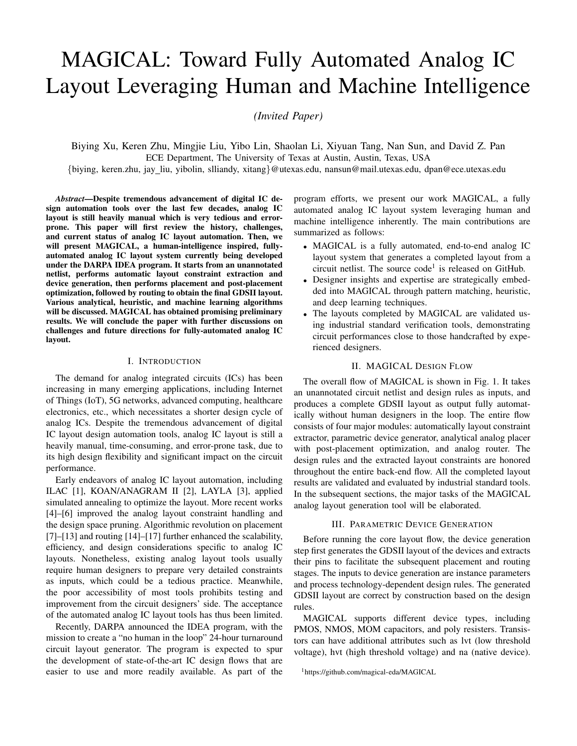# MAGICAL: Toward Fully Automated Analog IC Layout Leveraging Human and Machine Intelligence

*(Invited Paper)*

Biying Xu, Keren Zhu, Mingjie Liu, Yibo Lin, Shaolan Li, Xiyuan Tang, Nan Sun, and David Z. Pan

ECE Department, The University of Texas at Austin, Austin, Texas, USA

{biying, keren.zhu, jay_liu, yibolin, slliandy, xitang}@utexas.edu, nansun@mail.utexas.edu, dpan@ece.utexas.edu

***Abstract*—Despite tremendous advancement of digital IC design automation tools over the last few decades, analog IC layout is still heavily manual which is very tedious and error-prone. This paper will first review the history, challenges, and current status of analog IC layout automation. Then, we will present MAGICAL, a human-intelligence inspired, fully-automated analog IC layout system currently being developed under the DARPA IDEA program. It starts from an unannotated netlist, performs automatic layout constraint extraction and device generation, then performs placement and post-placement optimization, followed by routing to obtain the final GDSII layout. Various analytical, heuristic, and machine learning algorithms will be discussed. MAGICAL has obtained promising preliminary results. We will conclude the paper with further discussions on challenges and future directions for fully-automated analog IC layout.**

## I. Introduction

The demand for analog integrated circuits (ICs) has been increasing in many emerging applications, including Internet of Things (IoT), 5G networks, advanced computing, healthcare electronics, etc., which necessitates a shorter design cycle of analog ICs. Despite the tremendous advancement of digital IC layout design automation tools, analog IC layout is still a heavily manual, time-consuming, and error-prone task, due to its high design flexibility and significant impact on the circuit performance.

Early endeavors of analog IC layout automation, including ILAC [1], KOAN/ANAGRAM II [2], LAYLA [3], applied simulated annealing to optimize the layout. More recent works [4]–[6] improved the analog layout constraint handling and the design space pruning. Algorithmic revolution on placement [7]–[13] and routing [14]–[17] further enhanced the scalability, efficiency, and design considerations specific to analog IC layouts. Nonetheless, existing analog layout tools usually require human designers to prepare very detailed constraints as inputs, which could be a tedious practice. Meanwhile, the poor accessibility of most tools prohibits testing and improvement from the circuit designers' side. The acceptance of the automated analog IC layout tools has thus been limited.

Recently, DARPA announced the IDEA program, with the mission to create a "no human in the loop" 24-hour turnaround circuit layout generator. The program is expected to spur the development of state-of-the-art IC design flows that are easier to use and more readily available. As part of the program efforts, we present our work MAGICAL, a fully automated analog IC layout system leveraging human and machine intelligence inherently. The main contributions are summarized as follows:

- MAGICAL is a fully automated, end-to-end analog IC layout system that generates a completed layout from a circuit netlist. The source code[1] is released on GitHub.
- Designer insights and expertise are strategically embedded into MAGICAL through pattern matching, heuristic, and deep learning techniques.
- The layouts completed by MAGICAL are validated using industrial standard verification tools, demonstrating circuit performances close to those handcrafted by experienced designers.

## II. MAGICAL Design Flow

The overall flow of MAGICAL is shown in Fig. 1. It takes an unannotated circuit netlist and design rules as inputs, and produces a complete GDSII layout as output fully automatically without human designers in the loop. The entire flow consists of four major modules: automatically layout constraint extractor, parametric device generator, analytical analog placer with post-placement optimization, and analog router. The design rules and the extracted layout constraints are honored throughout the entire back-end flow. All the completed layout results are validated and evaluated by industrial standard tools. In the subsequent sections, the major tasks of the MAGICAL analog layout generation tool will be elaborated.

## III. Parametric Device Generation

Before running the core layout flow, the device generation step first generates the GDSII layout of the devices and extracts their pins to facilitate the subsequent placement and routing stages. The inputs to device generation are instance parameters and process technology-dependent design rules. The generated GDSII layout are correct by construction based on the design rules.

MAGICAL supports different device types, including PMOS, NMOS, MOM capacitors, and poly resisters. Transistors can have additional attributes such as lvt (low threshold voltage), hvt (high threshold voltage) and na (native device).

[1] https://github.com/magical-eda/MAGICAL